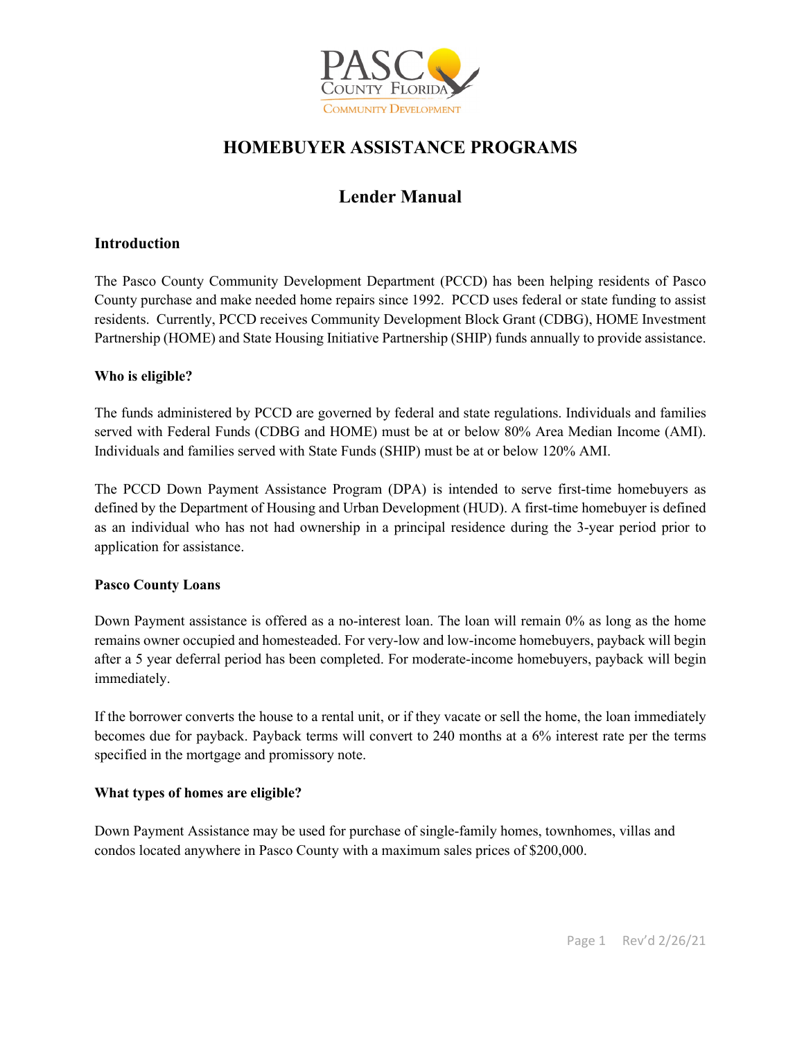# HOMEBUYER ASSISTANCE PROGRAMS

## Lender Manual

### Introduction

The Pasco County Community Development Department (PCCD) has been helping residents of Pasco County purchase and make needed home repairs since 1992. PCCD uses federal or state funding to assist residents. Currently, PCCD receives Community Development Block Grant (CDBG), HOME Investment Partnership (HOME) and State Housing Initiative Partnership (SHIP) funds annually to provide assistance.

**Who is eligible?**

The funds administered by PCCD are governed by federal and state regulations. Individuals and families served with Federal Funds (CDBG and HOME) must be at or below 80% Area Median Income (AMI). Individuals and families served with State Funds (SHIP) must be at or below 120% AMI.

The PCCD Down Payment Assistance Program (DPA) is intended to serve first-time homebuyers as defined by the Department of Housing and Urban Development (HUD). A first-time homebuyer is defined as an individual who has not had ownership in a principal residence during the 3-year period prior to application for assistance.

**Pasco County Loans**

Down Payment assistance is offered as a no-interest loan. The loan will remain 0% as long as the home remains owner occupied and homesteaded. For very-low and low-income homebuyers, payback will begin after a 5 year deferral period has been completed. For moderate-income homebuyers, payback will begin immediately.

If the borrower converts the house to a rental unit, or if they vacate or sell the home, the loan immediately becomes due for payback. Payback terms will convert to 240 months at a 6% interest rate per the terms specified in the mortgage and promissory note.

**What types of homes are eligible?**

Down Payment Assistance may be used for purchase of single-family homes, townhomes, villas and condos located anywhere in Pasco County with a maximum sales prices of $200,000.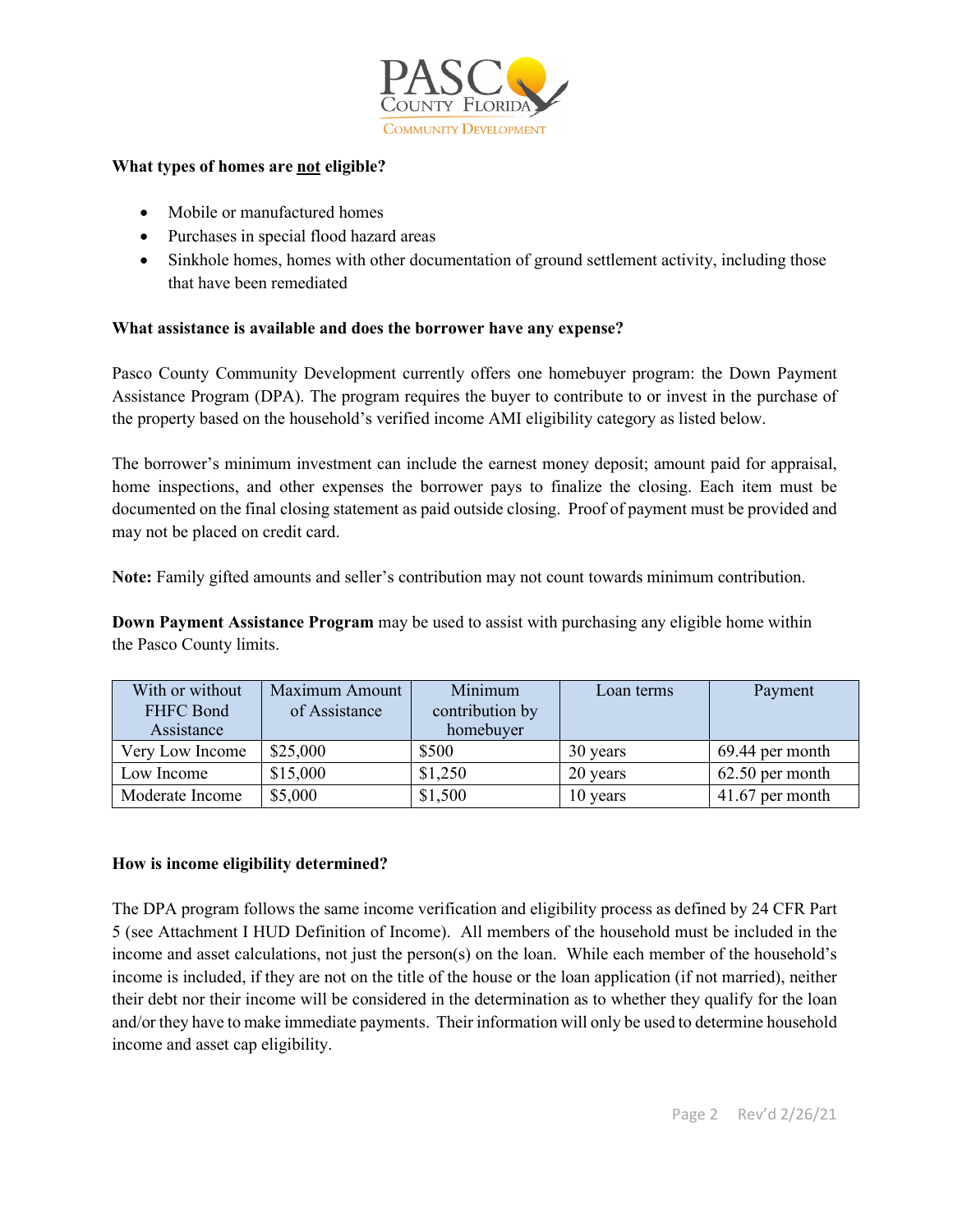**What types of homes are not eligible?**

- Mobile or manufactured homes
- Purchases in special flood hazard areas
- Sinkhole homes, homes with other documentation of ground settlement activity, including those that have been remediated

**What assistance is available and does the borrower have any expense?**

Pasco County Community Development currently offers one homebuyer program: the Down Payment Assistance Program (DPA). The program requires the buyer to contribute to or invest in the purchase of the property based on the household's verified income AMI eligibility category as listed below.

The borrower's minimum investment can include the earnest money deposit; amount paid for appraisal, home inspections, and other expenses the borrower pays to finalize the closing. Each item must be documented on the final closing statement as paid outside closing. Proof of payment must be provided and may not be placed on credit card.

**Note:** Family gifted amounts and seller's contribution may not count towards minimum contribution.

**Down Payment Assistance Program** may be used to assist with purchasing any eligible home within the Pasco County limits.

| With or without FHFC Bond Assistance | Maximum Amount of Assistance | Minimum contribution by homebuyer | Loan terms | Payment |
|---|---|---|---|---|
| Very Low Income | $25,000 | $500 | 30 years | 69.44 per month |
| Low Income | $15,000 | $1,250 | 20 years | 62.50 per month |
| Moderate Income | $5,000 | $1,500 | 10 years | 41.67 per month |

**How is income eligibility determined?**

The DPA program follows the same income verification and eligibility process as defined by 24 CFR Part 5 (see Attachment I HUD Definition of Income). All members of the household must be included in the income and asset calculations, not just the person(s) on the loan. While each member of the household's income is included, if they are not on the title of the house or the loan application (if not married), neither their debt nor their income will be considered in the determination as to whether they qualify for the loan and/or they have to make immediate payments. Their information will only be used to determine household income and asset cap eligibility.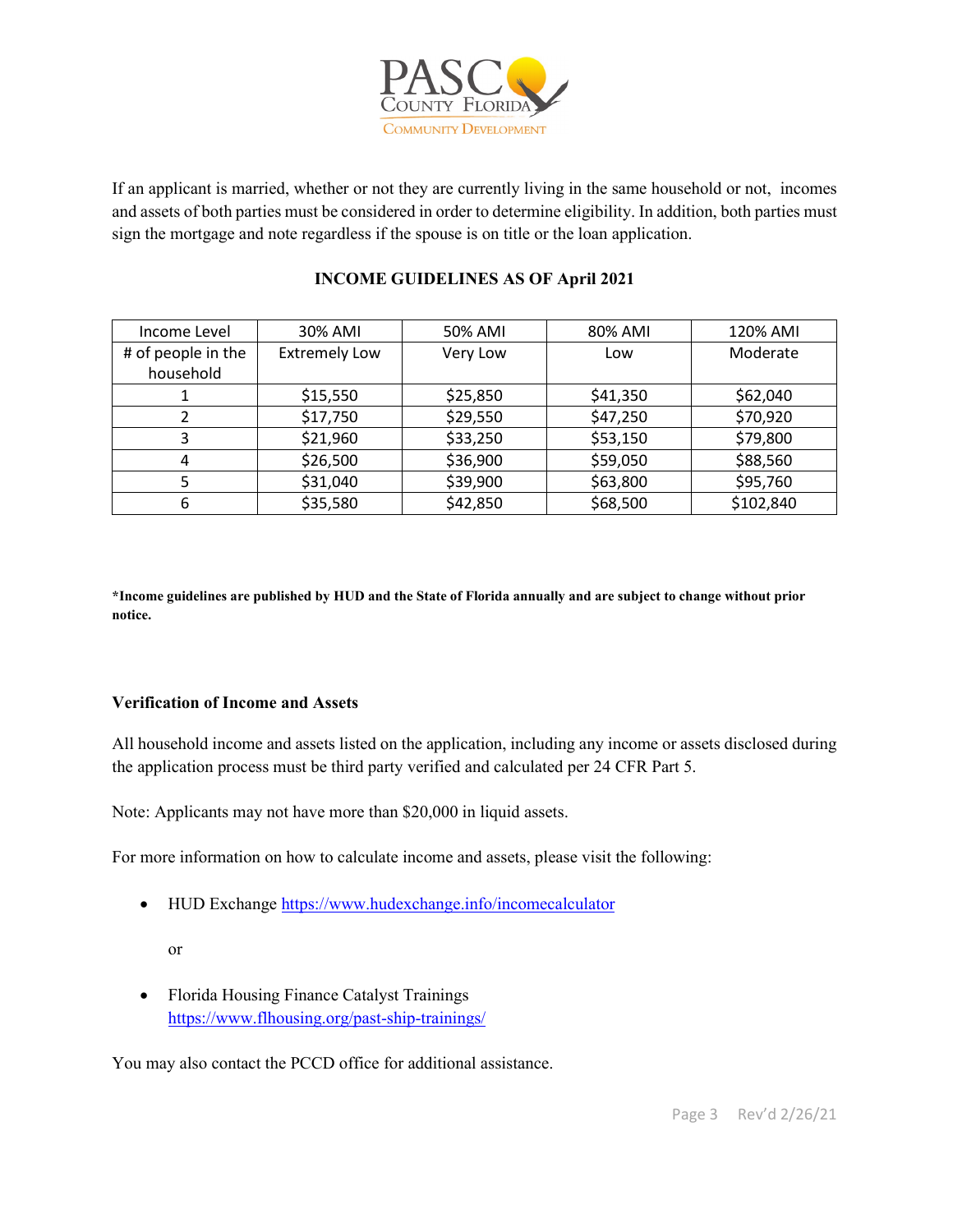If an applicant is married, whether or not they are currently living in the same household or not, incomes and assets of both parties must be considered in order to determine eligibility. In addition, both parties must sign the mortgage and note regardless if the spouse is on title or the loan application.

**INCOME GUIDELINES AS OF April 2021**

| Income Level | 30% AMI | 50% AMI | 80% AMI | 120% AMI |
|---|---|---|---|---|
| # of people in the household | Extremely Low | Very Low | Low | Moderate |
| 1 | $15,550 | $25,850 | $41,350 | $62,040 |
| 2 | $17,750 | $29,550 | $47,250 | $70,920 |
| 3 | $21,960 | $33,250 | $53,150 | $79,800 |
| 4 | $26,500 | $36,900 | $59,050 | $88,560 |
| 5 | $31,040 | $39,900 | $63,800 | $95,760 |
| 6 | $35,580 | $42,850 | $68,500 | $102,840 |

**\*Income guidelines are published by HUD and the State of Florida annually and are subject to change without prior notice.**

### Verification of Income and Assets

All household income and assets listed on the application, including any income or assets disclosed during the application process must be third party verified and calculated per 24 CFR Part 5.

Note: Applicants may not have more than $20,000 in liquid assets.

For more information on how to calculate income and assets, please visit the following:

- HUD Exchange https://www.hudexchange.info/incomecalculator

  or

- Florida Housing Finance Catalyst Trainings https://www.flhousing.org/past-ship-trainings/

You may also contact the PCCD office for additional assistance.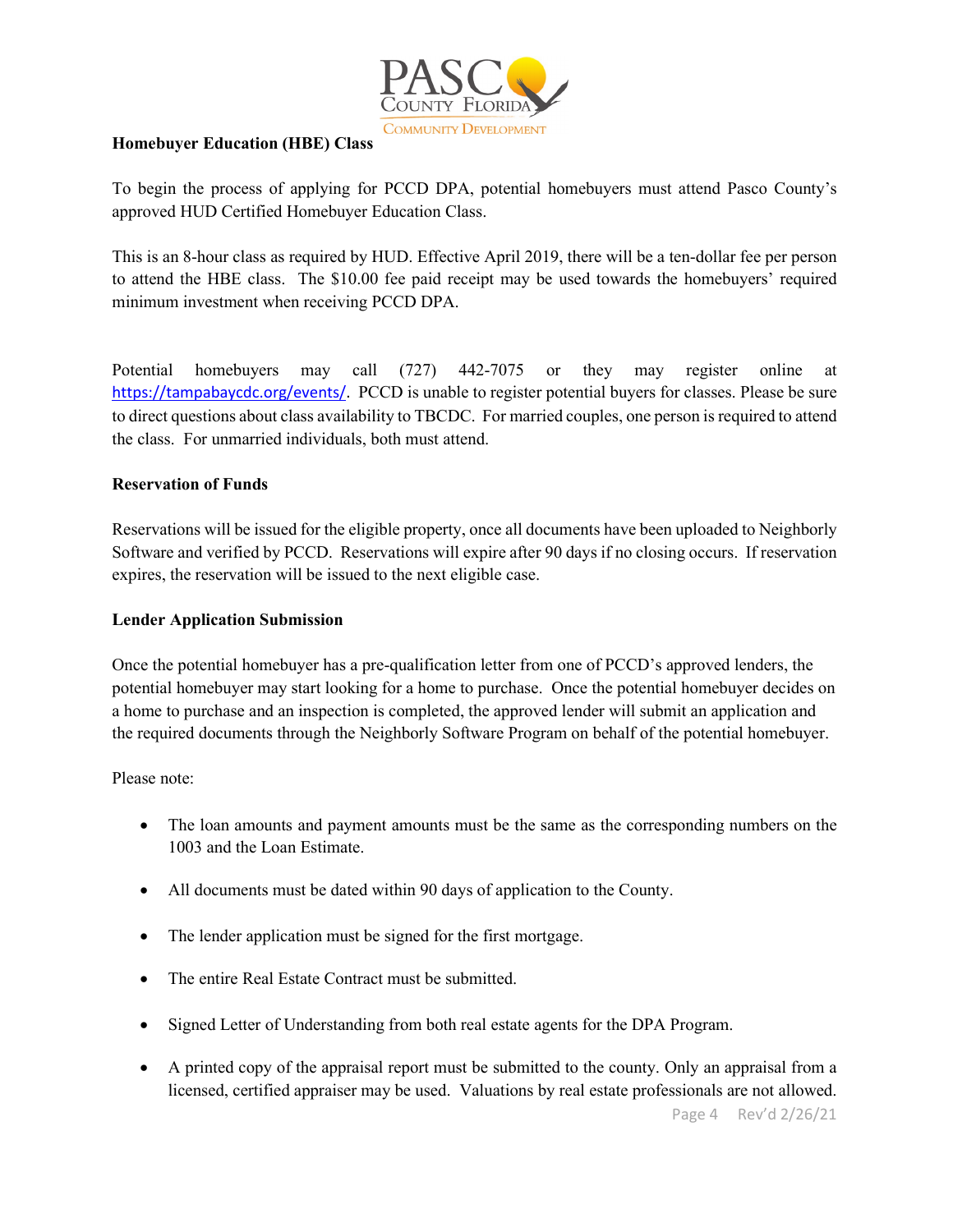**Homebuyer Education (HBE) Class**

To begin the process of applying for PCCD DPA, potential homebuyers must attend Pasco County's approved HUD Certified Homebuyer Education Class.

This is an 8-hour class as required by HUD. Effective April 2019, there will be a ten-dollar fee per person to attend the HBE class. The $10.00 fee paid receipt may be used towards the homebuyers' required minimum investment when receiving PCCD DPA.

Potential homebuyers may call (727) 442-7075 or they may register online at https://tampabaycdc.org/events/. PCCD is unable to register potential buyers for classes. Please be sure to direct questions about class availability to TBCDC. For married couples, one person is required to attend the class. For unmarried individuals, both must attend.

**Reservation of Funds**

Reservations will be issued for the eligible property, once all documents have been uploaded to Neighborly Software and verified by PCCD. Reservations will expire after 90 days if no closing occurs. If reservation expires, the reservation will be issued to the next eligible case.

**Lender Application Submission**

Once the potential homebuyer has a pre-qualification letter from one of PCCD's approved lenders, the potential homebuyer may start looking for a home to purchase. Once the potential homebuyer decides on a home to purchase and an inspection is completed, the approved lender will submit an application and the required documents through the Neighborly Software Program on behalf of the potential homebuyer.

Please note:

- The loan amounts and payment amounts must be the same as the corresponding numbers on the 1003 and the Loan Estimate.
- All documents must be dated within 90 days of application to the County.
- The lender application must be signed for the first mortgage.
- The entire Real Estate Contract must be submitted.
- Signed Letter of Understanding from both real estate agents for the DPA Program.
- A printed copy of the appraisal report must be submitted to the county. Only an appraisal from a licensed, certified appraiser may be used. Valuations by real estate professionals are not allowed.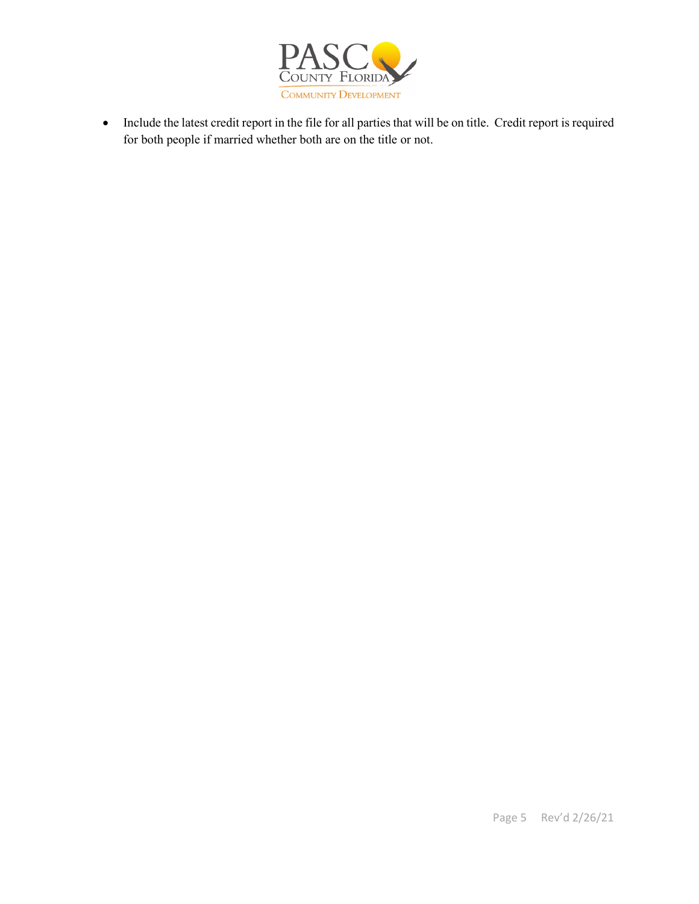- Include the latest credit report in the file for all parties that will be on title. Credit report is required for both people if married whether both are on the title or not.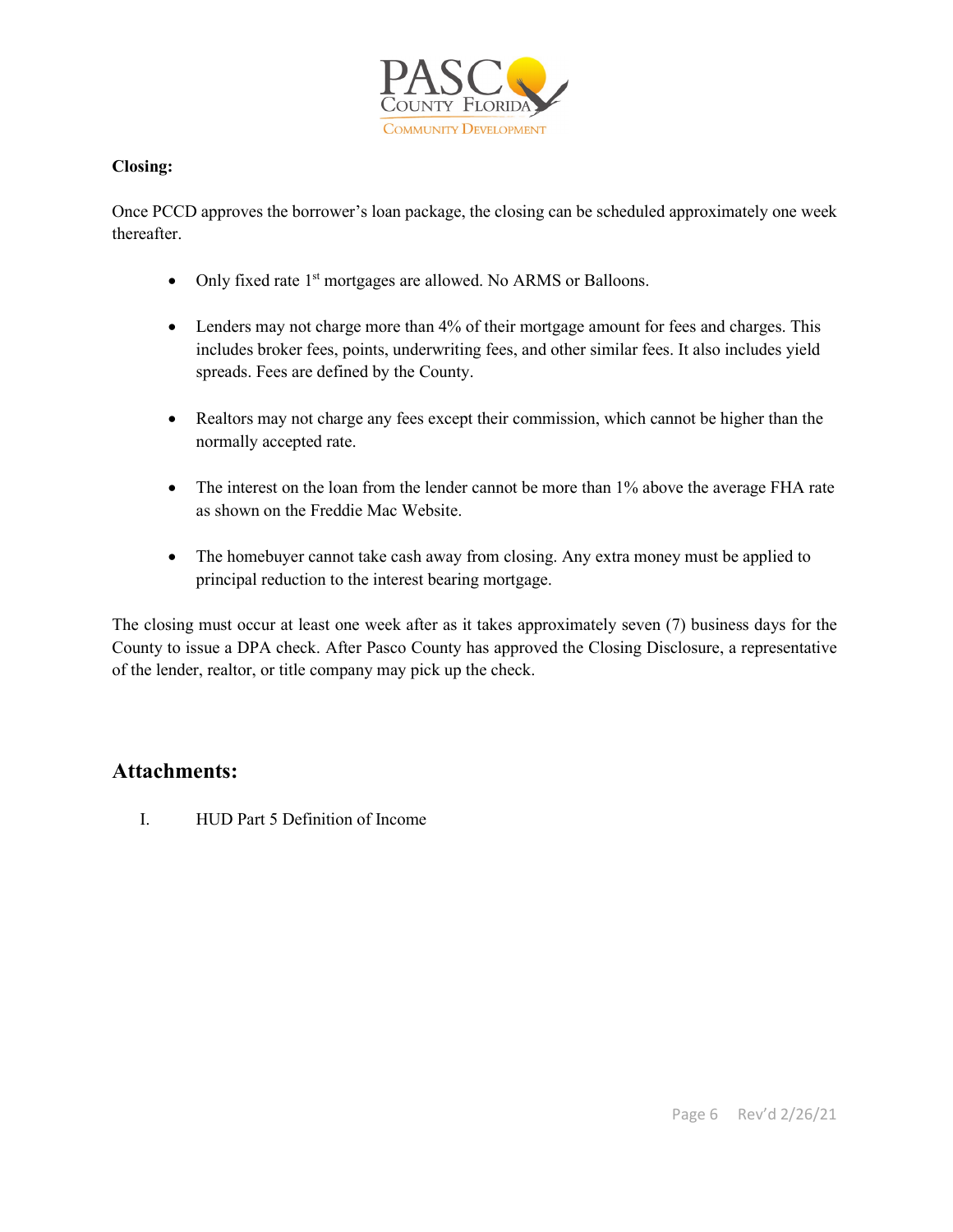**Closing:**

Once PCCD approves the borrower's loan package, the closing can be scheduled approximately one week thereafter.

- Only fixed rate 1st mortgages are allowed. No ARMS or Balloons.
- Lenders may not charge more than 4% of their mortgage amount for fees and charges. This includes broker fees, points, underwriting fees, and other similar fees. It also includes yield spreads. Fees are defined by the County.
- Realtors may not charge any fees except their commission, which cannot be higher than the normally accepted rate.
- The interest on the loan from the lender cannot be more than 1% above the average FHA rate as shown on the Freddie Mac Website.
- The homebuyer cannot take cash away from closing. Any extra money must be applied to principal reduction to the interest bearing mortgage.

The closing must occur at least one week after as it takes approximately seven (7) business days for the County to issue a DPA check. After Pasco County has approved the Closing Disclosure, a representative of the lender, realtor, or title company may pick up the check.

## Attachments:

I. HUD Part 5 Definition of Income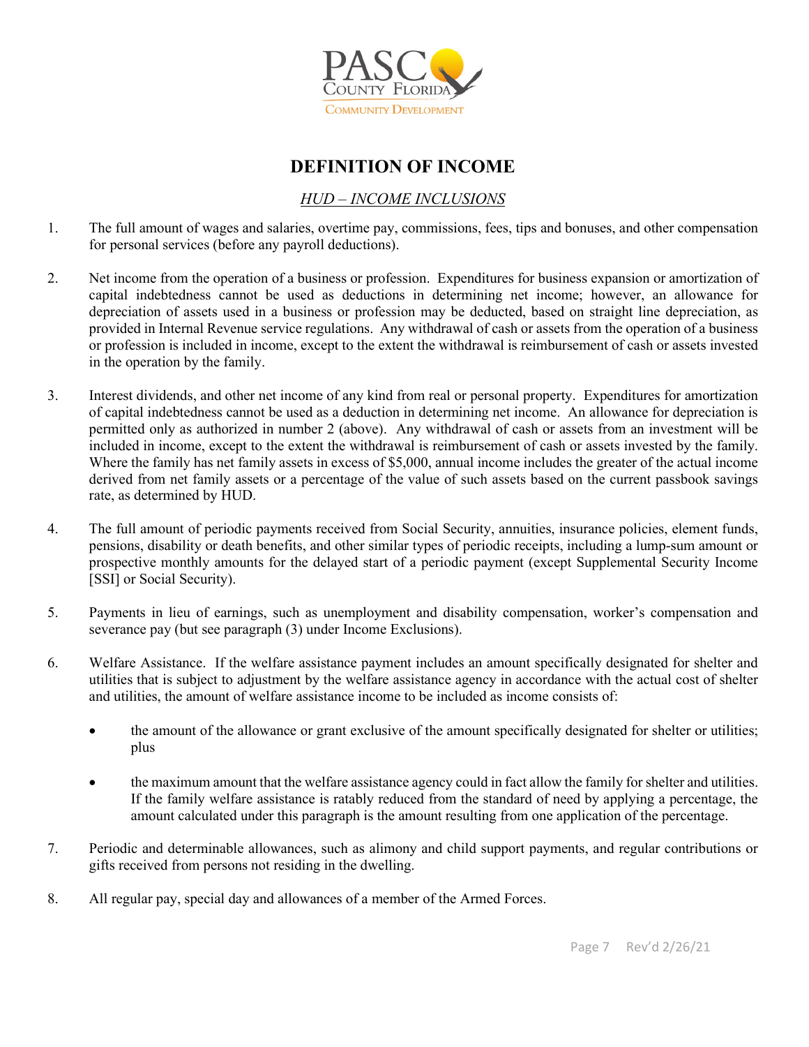# DEFINITION OF INCOME

## *HUD – INCOME INCLUSIONS*

1. The full amount of wages and salaries, overtime pay, commissions, fees, tips and bonuses, and other compensation for personal services (before any payroll deductions).

2. Net income from the operation of a business or profession. Expenditures for business expansion or amortization of capital indebtedness cannot be used as deductions in determining net income; however, an allowance for depreciation of assets used in a business or profession may be deducted, based on straight line depreciation, as provided in Internal Revenue service regulations. Any withdrawal of cash or assets from the operation of a business or profession is included in income, except to the extent the withdrawal is reimbursement of cash or assets invested in the operation by the family.

3. Interest dividends, and other net income of any kind from real or personal property. Expenditures for amortization of capital indebtedness cannot be used as a deduction in determining net income. An allowance for depreciation is permitted only as authorized in number 2 (above). Any withdrawal of cash or assets from an investment will be included in income, except to the extent the withdrawal is reimbursement of cash or assets invested by the family. Where the family has net family assets in excess of $5,000, annual income includes the greater of the actual income derived from net family assets or a percentage of the value of such assets based on the current passbook savings rate, as determined by HUD.

4. The full amount of periodic payments received from Social Security, annuities, insurance policies, element funds, pensions, disability or death benefits, and other similar types of periodic receipts, including a lump-sum amount or prospective monthly amounts for the delayed start of a periodic payment (except Supplemental Security Income [SSI] or Social Security).

5. Payments in lieu of earnings, such as unemployment and disability compensation, worker's compensation and severance pay (but see paragraph (3) under Income Exclusions).

6. Welfare Assistance. If the welfare assistance payment includes an amount specifically designated for shelter and utilities that is subject to adjustment by the welfare assistance agency in accordance with the actual cost of shelter and utilities, the amount of welfare assistance income to be included as income consists of:

   - the amount of the allowance or grant exclusive of the amount specifically designated for shelter or utilities; plus

   - the maximum amount that the welfare assistance agency could in fact allow the family for shelter and utilities. If the family welfare assistance is ratably reduced from the standard of need by applying a percentage, the amount calculated under this paragraph is the amount resulting from one application of the percentage.

7. Periodic and determinable allowances, such as alimony and child support payments, and regular contributions or gifts received from persons not residing in the dwelling.

8. All regular pay, special day and allowances of a member of the Armed Forces.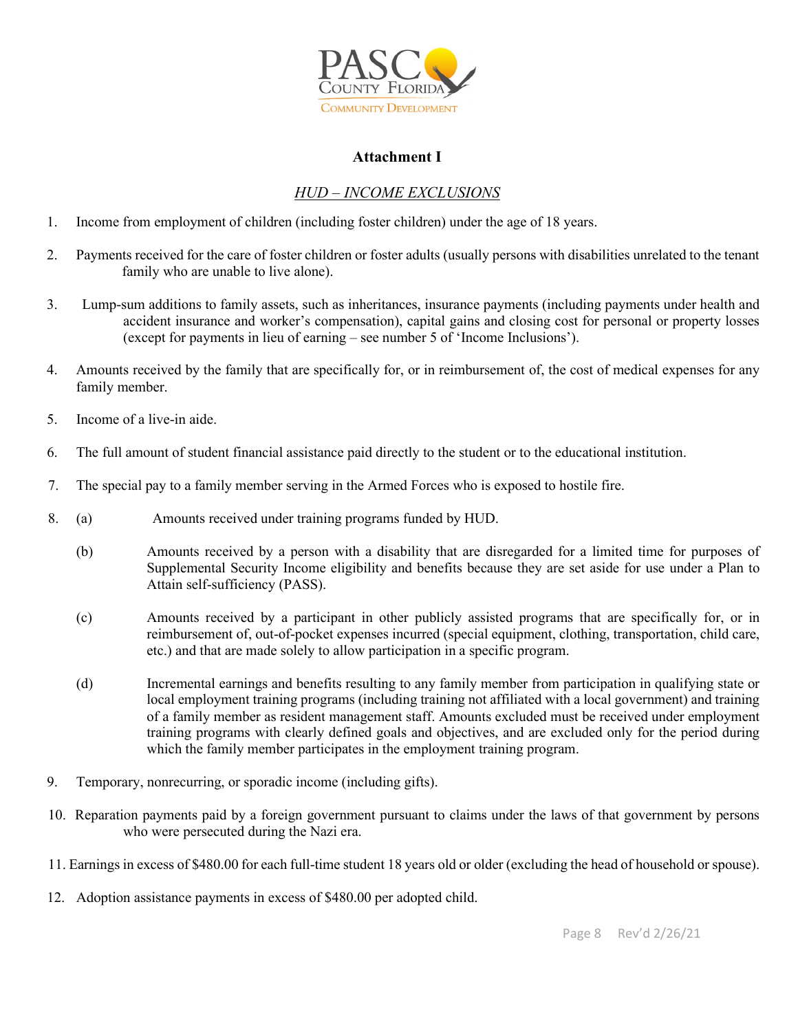**Attachment I**

*HUD – INCOME EXCLUSIONS*

1. Income from employment of children (including foster children) under the age of 18 years.

2. Payments received for the care of foster children or foster adults (usually persons with disabilities unrelated to the tenant family who are unable to live alone).

3. Lump-sum additions to family assets, such as inheritances, insurance payments (including payments under health and accident insurance and worker's compensation), capital gains and closing cost for personal or property losses (except for payments in lieu of earning – see number 5 of 'Income Inclusions').

4. Amounts received by the family that are specifically for, or in reimbursement of, the cost of medical expenses for any family member.

5. Income of a live-in aide.

6. The full amount of student financial assistance paid directly to the student or to the educational institution.

7. The special pay to a family member serving in the Armed Forces who is exposed to hostile fire.

8. (a) Amounts received under training programs funded by HUD.

   (b) Amounts received by a person with a disability that are disregarded for a limited time for purposes of Supplemental Security Income eligibility and benefits because they are set aside for use under a Plan to Attain self-sufficiency (PASS).

   (c) Amounts received by a participant in other publicly assisted programs that are specifically for, or in reimbursement of, out-of-pocket expenses incurred (special equipment, clothing, transportation, child care, etc.) and that are made solely to allow participation in a specific program.

   (d) Incremental earnings and benefits resulting to any family member from participation in qualifying state or local employment training programs (including training not affiliated with a local government) and training of a family member as resident management staff. Amounts excluded must be received under employment training programs with clearly defined goals and objectives, and are excluded only for the period during which the family member participates in the employment training program.

9. Temporary, nonrecurring, or sporadic income (including gifts).

10. Reparation payments paid by a foreign government pursuant to claims under the laws of that government by persons who were persecuted during the Nazi era.

11. Earnings in excess of $480.00 for each full-time student 18 years old or older (excluding the head of household or spouse).

12. Adoption assistance payments in excess of $480.00 per adopted child.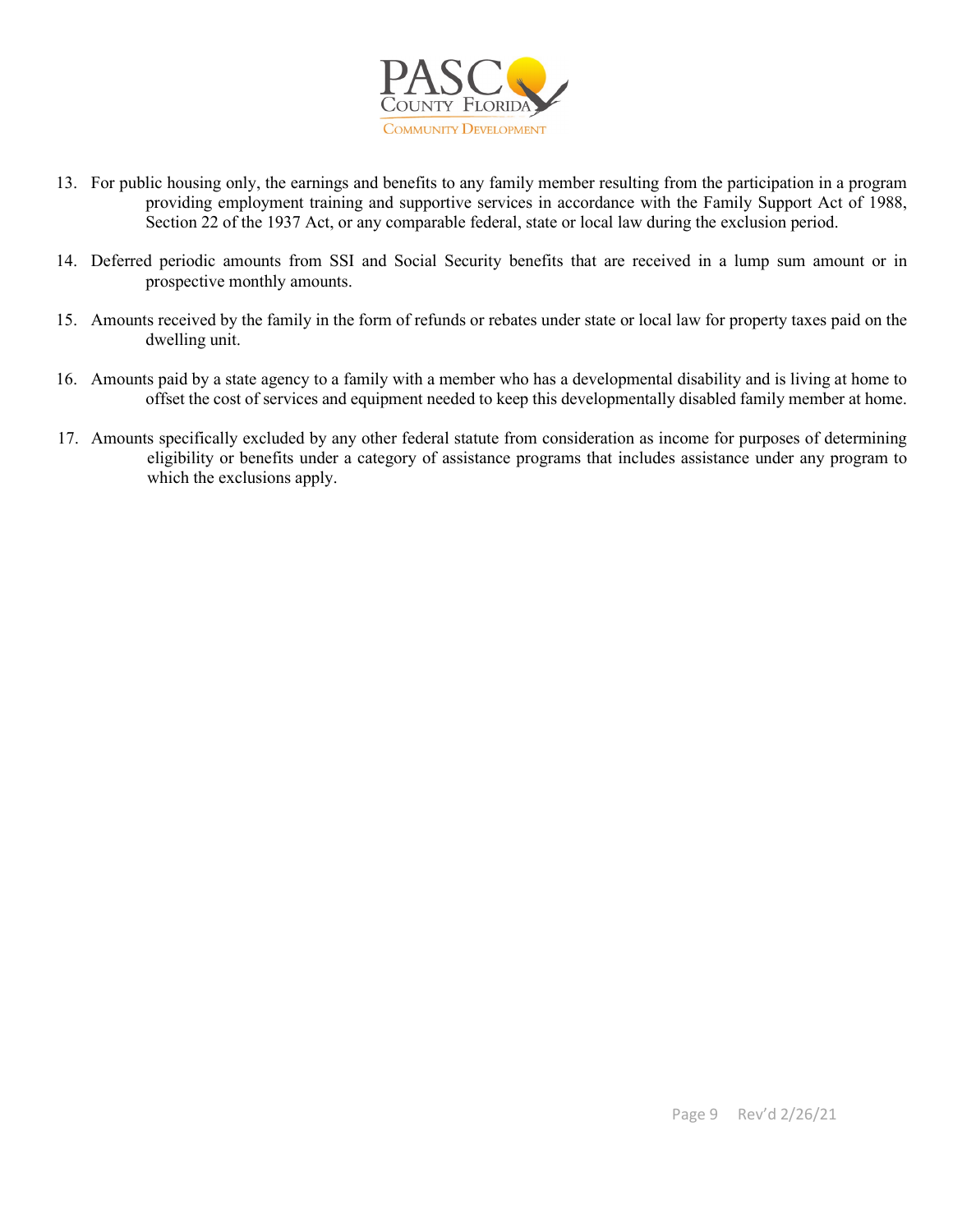13. For public housing only, the earnings and benefits to any family member resulting from the participation in a program providing employment training and supportive services in accordance with the Family Support Act of 1988, Section 22 of the 1937 Act, or any comparable federal, state or local law during the exclusion period.

14. Deferred periodic amounts from SSI and Social Security benefits that are received in a lump sum amount or in prospective monthly amounts.

15. Amounts received by the family in the form of refunds or rebates under state or local law for property taxes paid on the dwelling unit.

16. Amounts paid by a state agency to a family with a member who has a developmental disability and is living at home to offset the cost of services and equipment needed to keep this developmentally disabled family member at home.

17. Amounts specifically excluded by any other federal statute from consideration as income for purposes of determining eligibility or benefits under a category of assistance programs that includes assistance under any program to which the exclusions apply.